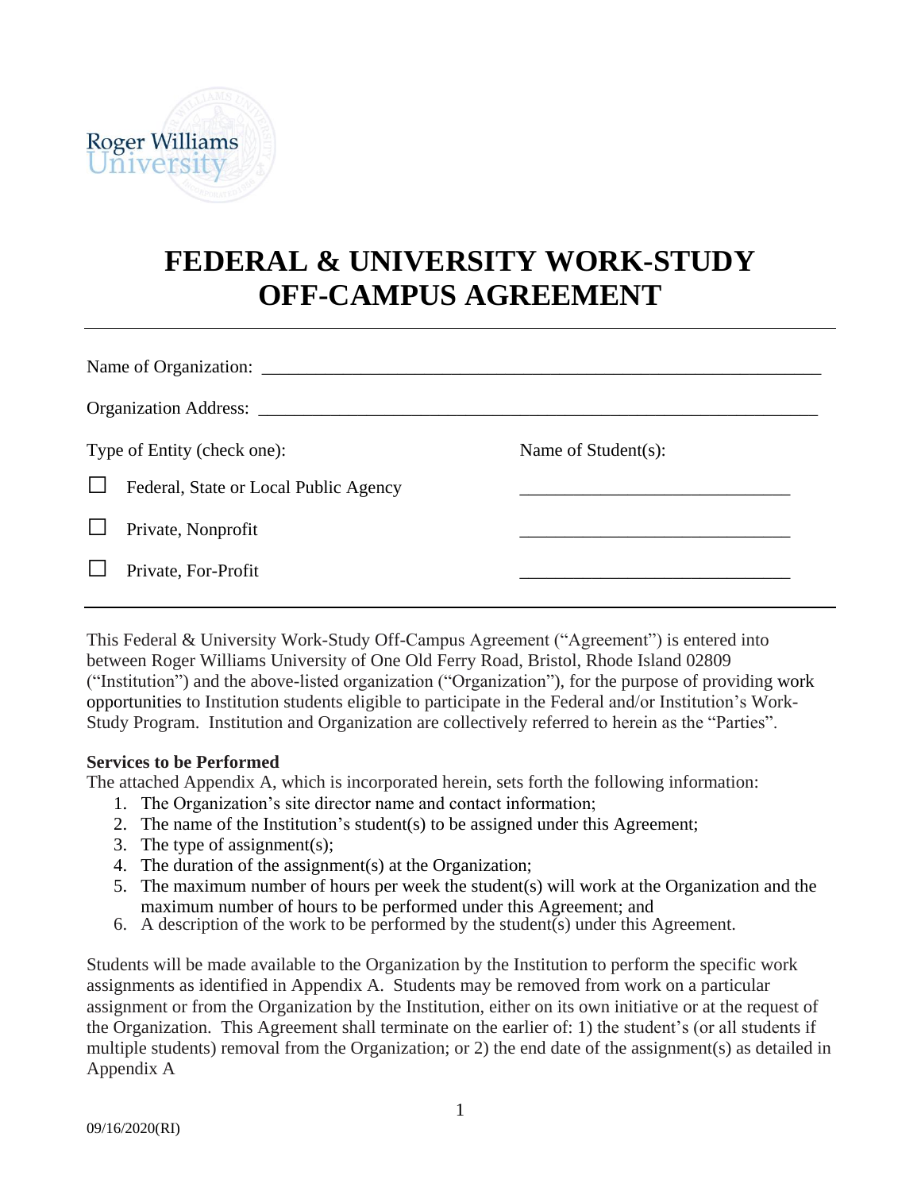Roger Williams University

# FEDERAL & UNIVERSITY WORK-STUDY OFF-CAMPUS AGREEMENT

---

Name of Organization: ___________________________________________________________

Organization Address: ___________________________________________________________

| Type of Entity (check one): | Name of Student(s): |
|---|---|
| ☐ Federal, State or Local Public Agency | ______________________________ |
| ☐ Private, Nonprofit | ______________________________ |
| ☐ Private, For-Profit | ______________________________ |

---

This Federal & University Work-Study Off-Campus Agreement ("Agreement") is entered into between Roger Williams University of One Old Ferry Road, Bristol, Rhode Island 02809 ("Institution") and the above-listed organization ("Organization"), for the purpose of providing work opportunities to Institution students eligible to participate in the Federal and/or Institution's Work-Study Program. Institution and Organization are collectively referred to herein as the "Parties".

**Services to be Performed**

The attached Appendix A, which is incorporated herein, sets forth the following information:

1. The Organization's site director name and contact information;
2. The name of the Institution's student(s) to be assigned under this Agreement;
3. The type of assignment(s);
4. The duration of the assignment(s) at the Organization;
5. The maximum number of hours per week the student(s) will work at the Organization and the maximum number of hours to be performed under this Agreement; and
6. A description of the work to be performed by the student(s) under this Agreement.

Students will be made available to the Organization by the Institution to perform the specific work assignments as identified in Appendix A. Students may be removed from work on a particular assignment or from the Organization by the Institution, either on its own initiative or at the request of the Organization. This Agreement shall terminate on the earlier of: 1) the student's (or all students if multiple students) removal from the Organization; or 2) the end date of the assignment(s) as detailed in Appendix A

09/16/2020(RI)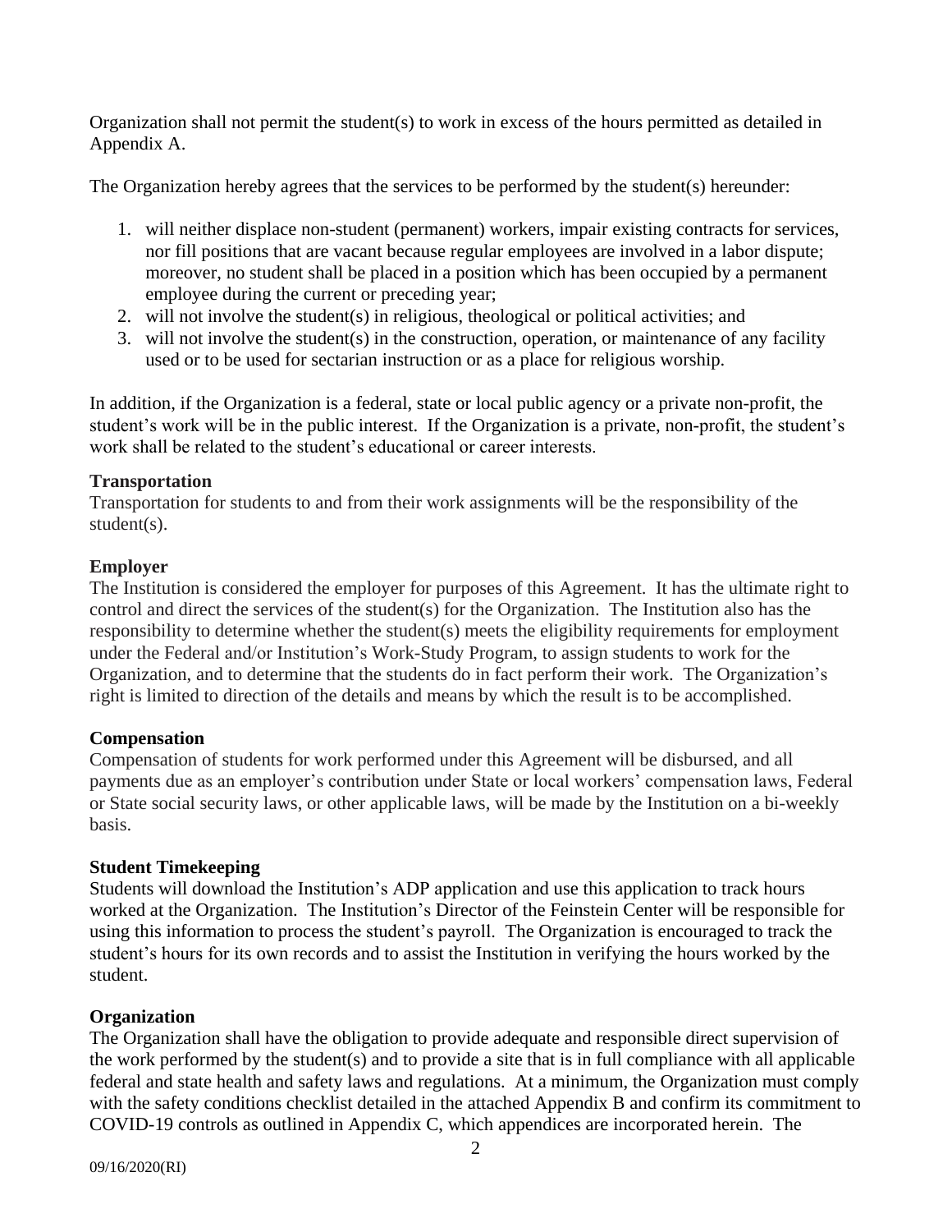Organization shall not permit the student(s) to work in excess of the hours permitted as detailed in Appendix A.

The Organization hereby agrees that the services to be performed by the student(s) hereunder:

1. will neither displace non-student (permanent) workers, impair existing contracts for services, nor fill positions that are vacant because regular employees are involved in a labor dispute; moreover, no student shall be placed in a position which has been occupied by a permanent employee during the current or preceding year;
2. will not involve the student(s) in religious, theological or political activities; and
3. will not involve the student(s) in the construction, operation, or maintenance of any facility used or to be used for sectarian instruction or as a place for religious worship.

In addition, if the Organization is a federal, state or local public agency or a private non-profit, the student's work will be in the public interest. If the Organization is a private, non-profit, the student's work shall be related to the student's educational or career interests.

**Transportation**
Transportation for students to and from their work assignments will be the responsibility of the student(s).

**Employer**
The Institution is considered the employer for purposes of this Agreement. It has the ultimate right to control and direct the services of the student(s) for the Organization. The Institution also has the responsibility to determine whether the student(s) meets the eligibility requirements for employment under the Federal and/or Institution's Work-Study Program, to assign students to work for the Organization, and to determine that the students do in fact perform their work. The Organization's right is limited to direction of the details and means by which the result is to be accomplished.

**Compensation**
Compensation of students for work performed under this Agreement will be disbursed, and all payments due as an employer's contribution under State or local workers' compensation laws, Federal or State social security laws, or other applicable laws, will be made by the Institution on a bi-weekly basis.

**Student Timekeeping**
Students will download the Institution's ADP application and use this application to track hours worked at the Organization. The Institution's Director of the Feinstein Center will be responsible for using this information to process the student's payroll. The Organization is encouraged to track the student's hours for its own records and to assist the Institution in verifying the hours worked by the student.

**Organization**
The Organization shall have the obligation to provide adequate and responsible direct supervision of the work performed by the student(s) and to provide a site that is in full compliance with all applicable federal and state health and safety laws and regulations. At a minimum, the Organization must comply with the safety conditions checklist detailed in the attached Appendix B and confirm its commitment to COVID-19 controls as outlined in Appendix C, which appendices are incorporated herein. The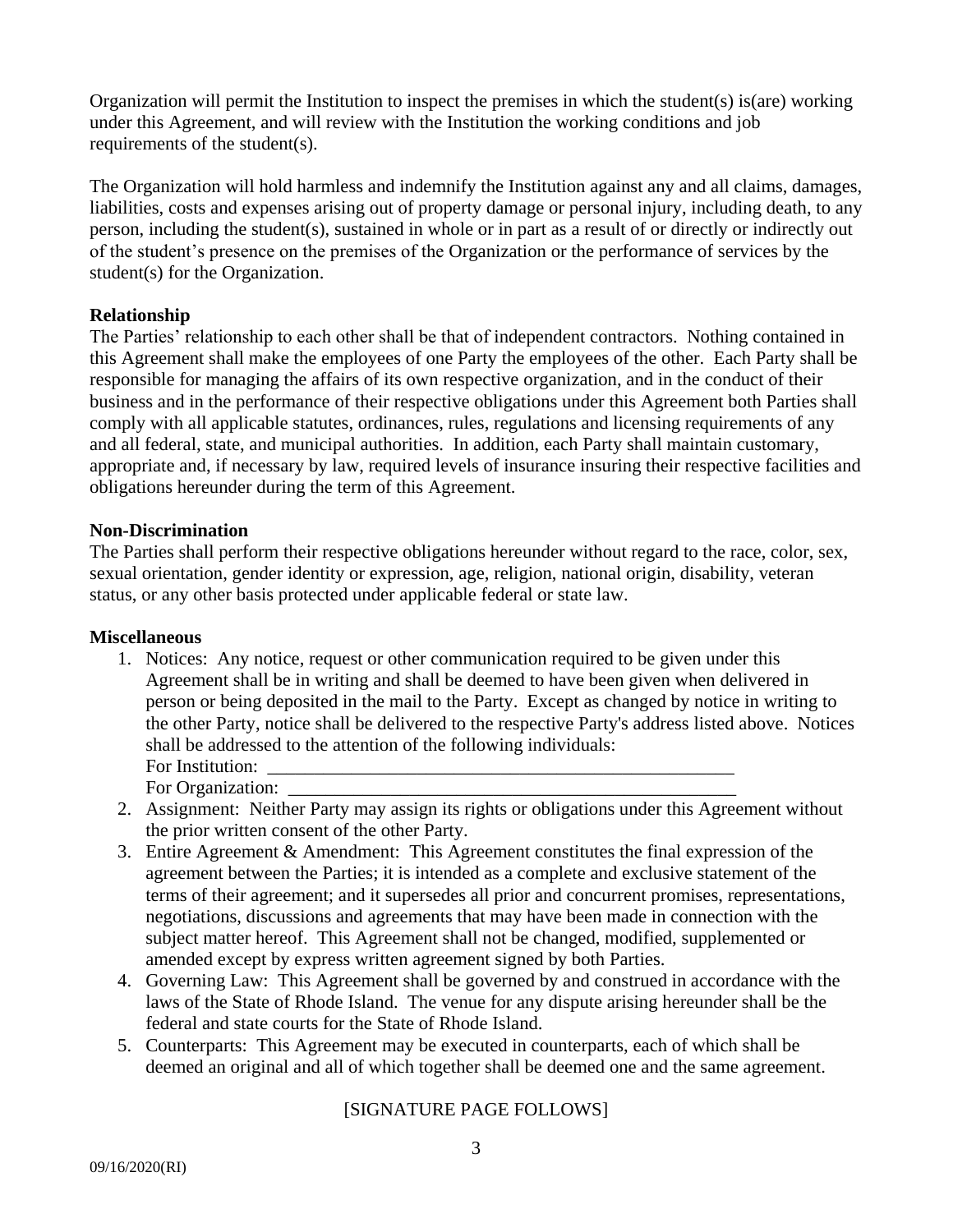Organization will permit the Institution to inspect the premises in which the student(s) is(are) working under this Agreement, and will review with the Institution the working conditions and job requirements of the student(s).

The Organization will hold harmless and indemnify the Institution against any and all claims, damages, liabilities, costs and expenses arising out of property damage or personal injury, including death, to any person, including the student(s), sustained in whole or in part as a result of or directly or indirectly out of the student's presence on the premises of the Organization or the performance of services by the student(s) for the Organization.

**Relationship**

The Parties' relationship to each other shall be that of independent contractors. Nothing contained in this Agreement shall make the employees of one Party the employees of the other. Each Party shall be responsible for managing the affairs of its own respective organization, and in the conduct of their business and in the performance of their respective obligations under this Agreement both Parties shall comply with all applicable statutes, ordinances, rules, regulations and licensing requirements of any and all federal, state, and municipal authorities. In addition, each Party shall maintain customary, appropriate and, if necessary by law, required levels of insurance insuring their respective facilities and obligations hereunder during the term of this Agreement.

**Non-Discrimination**

The Parties shall perform their respective obligations hereunder without regard to the race, color, sex, sexual orientation, gender identity or expression, age, religion, national origin, disability, veteran status, or any other basis protected under applicable federal or state law.

**Miscellaneous**

1. Notices: Any notice, request or other communication required to be given under this Agreement shall be in writing and shall be deemed to have been given when delivered in person or being deposited in the mail to the Party. Except as changed by notice in writing to the other Party, notice shall be delivered to the respective Party's address listed above. Notices shall be addressed to the attention of the following individuals:
   For Institution: ____________________________________________________
   For Organization: __________________________________________________
2. Assignment: Neither Party may assign its rights or obligations under this Agreement without the prior written consent of the other Party.
3. Entire Agreement & Amendment: This Agreement constitutes the final expression of the agreement between the Parties; it is intended as a complete and exclusive statement of the terms of their agreement; and it supersedes all prior and concurrent promises, representations, negotiations, discussions and agreements that may have been made in connection with the subject matter hereof. This Agreement shall not be changed, modified, supplemented or amended except by express written agreement signed by both Parties.
4. Governing Law: This Agreement shall be governed by and construed in accordance with the laws of the State of Rhode Island. The venue for any dispute arising hereunder shall be the federal and state courts for the State of Rhode Island.
5. Counterparts: This Agreement may be executed in counterparts, each of which shall be deemed an original and all of which together shall be deemed one and the same agreement.

[SIGNATURE PAGE FOLLOWS]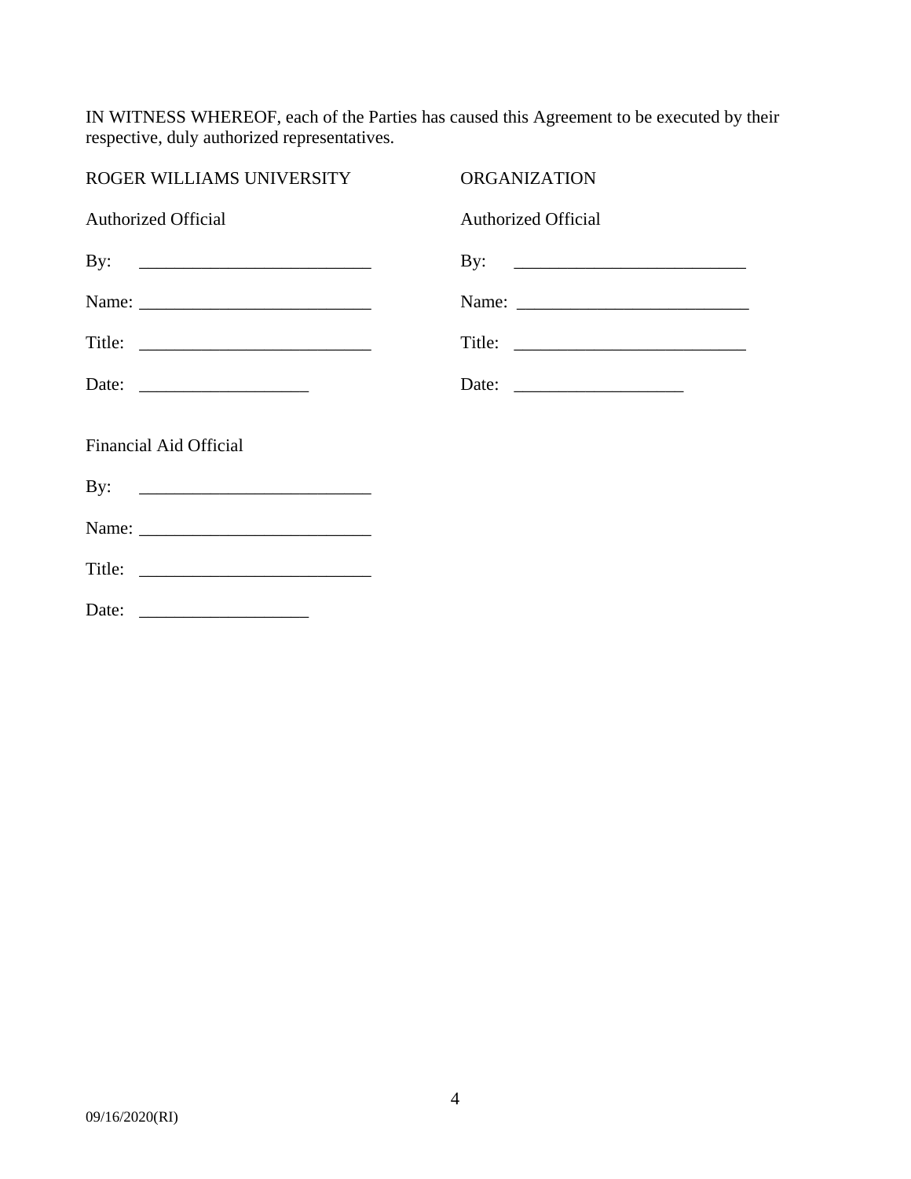IN WITNESS WHEREOF, each of the Parties has caused this Agreement to be executed by their respective, duly authorized representatives.

| ROGER WILLIAMS UNIVERSITY | ORGANIZATION |
| --- | --- |
| Authorized Official | Authorized Official |
| By: __________________________ | By: __________________________ |
| Name: __________________________ | Name: __________________________ |
| Title: __________________________ | Title: __________________________ |
| Date: ___________________ | Date: ___________________ |

Financial Aid Official

By: __________________________

Name: __________________________

Title: __________________________

Date: ___________________

09/16/2020(RI)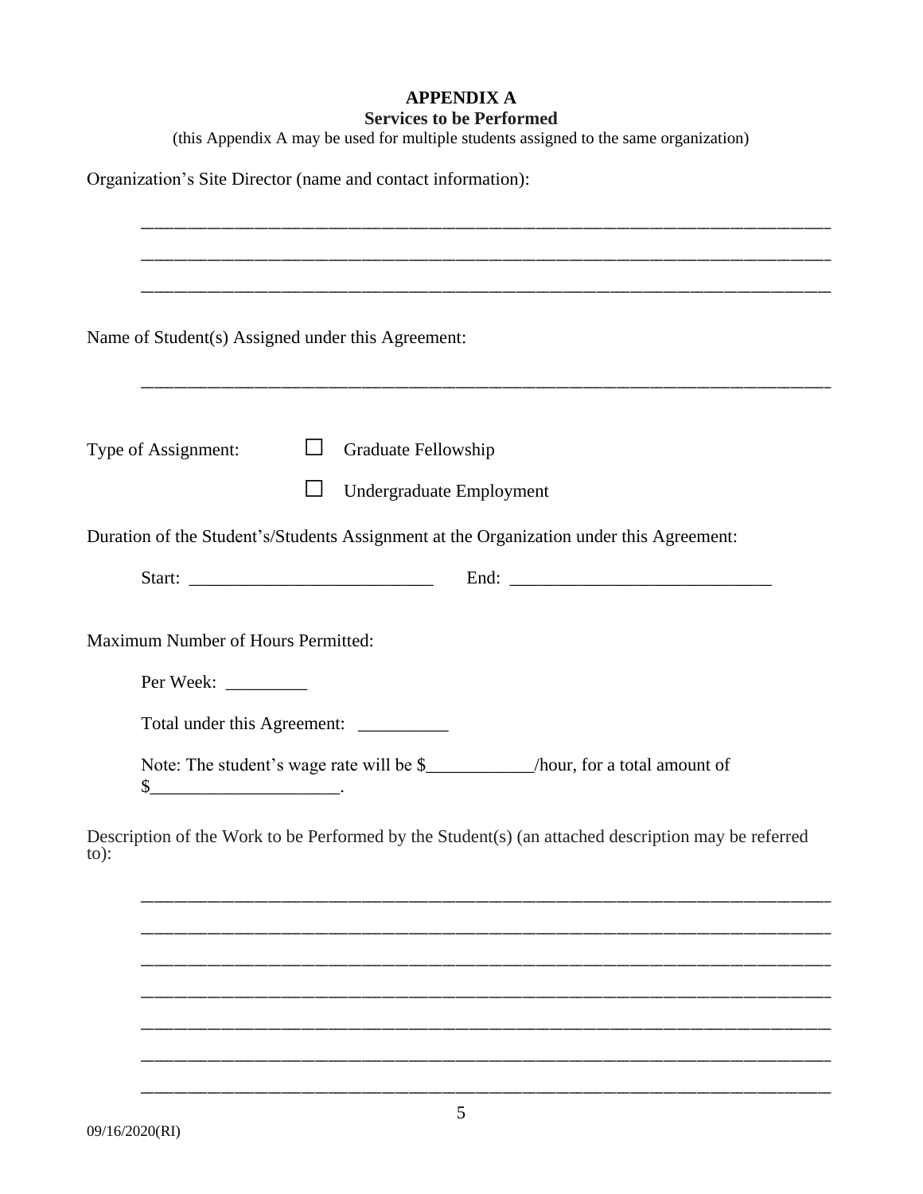**APPENDIX A**
**Services to be Performed**
(this Appendix A may be used for multiple students assigned to the same organization)

Organization's Site Director (name and contact information):

\_\_\_\_\_\_\_\_\_\_\_\_\_\_\_\_\_\_\_\_\_\_\_\_\_\_\_\_\_\_\_\_\_\_\_\_\_\_\_\_\_\_\_\_\_\_\_\_\_\_\_\_\_\_\_\_\_\_\_\_\_\_\_\_\_\_\_\_\_\_\_\_

\_\_\_\_\_\_\_\_\_\_\_\_\_\_\_\_\_\_\_\_\_\_\_\_\_\_\_\_\_\_\_\_\_\_\_\_\_\_\_\_\_\_\_\_\_\_\_\_\_\_\_\_\_\_\_\_\_\_\_\_\_\_\_\_\_\_\_\_\_\_\_\_

\_\_\_\_\_\_\_\_\_\_\_\_\_\_\_\_\_\_\_\_\_\_\_\_\_\_\_\_\_\_\_\_\_\_\_\_\_\_\_\_\_\_\_\_\_\_\_\_\_\_\_\_\_\_\_\_\_\_\_\_\_\_\_\_\_\_\_\_\_\_\_\_

Name of Student(s) Assigned under this Agreement:

\_\_\_\_\_\_\_\_\_\_\_\_\_\_\_\_\_\_\_\_\_\_\_\_\_\_\_\_\_\_\_\_\_\_\_\_\_\_\_\_\_\_\_\_\_\_\_\_\_\_\_\_\_\_\_\_\_\_\_\_\_\_\_\_\_\_\_\_\_\_\_\_

Type of Assignment:

☐ Graduate Fellowship

☐ Undergraduate Employment

Duration of the Student's/Students Assignment at the Organization under this Agreement:

Start: \_\_\_\_\_\_\_\_\_\_\_\_\_\_\_\_\_\_\_\_\_\_\_\_\_\_ End: \_\_\_\_\_\_\_\_\_\_\_\_\_\_\_\_\_\_\_\_\_\_\_\_\_\_\_\_

Maximum Number of Hours Permitted:

Per Week: \_\_\_\_\_\_\_\_\_

Total under this Agreement: \_\_\_\_\_\_\_\_\_\_

Note: The student's wage rate will be $\_\_\_\_\_\_\_\_\_\_\_\_/hour, for a total amount of $\_\_\_\_\_\_\_\_\_\_\_\_\_\_\_\_\_\_\_\_\_.

Description of the Work to be Performed by the Student(s) (an attached description may be referred to):

\_\_\_\_\_\_\_\_\_\_\_\_\_\_\_\_\_\_\_\_\_\_\_\_\_\_\_\_\_\_\_\_\_\_\_\_\_\_\_\_\_\_\_\_\_\_\_\_\_\_\_\_\_\_\_\_\_\_\_\_\_\_\_\_\_\_\_\_\_\_\_\_

\_\_\_\_\_\_\_\_\_\_\_\_\_\_\_\_\_\_\_\_\_\_\_\_\_\_\_\_\_\_\_\_\_\_\_\_\_\_\_\_\_\_\_\_\_\_\_\_\_\_\_\_\_\_\_\_\_\_\_\_\_\_\_\_\_\_\_\_\_\_\_\_

\_\_\_\_\_\_\_\_\_\_\_\_\_\_\_\_\_\_\_\_\_\_\_\_\_\_\_\_\_\_\_\_\_\_\_\_\_\_\_\_\_\_\_\_\_\_\_\_\_\_\_\_\_\_\_\_\_\_\_\_\_\_\_\_\_\_\_\_\_\_\_\_

\_\_\_\_\_\_\_\_\_\_\_\_\_\_\_\_\_\_\_\_\_\_\_\_\_\_\_\_\_\_\_\_\_\_\_\_\_\_\_\_\_\_\_\_\_\_\_\_\_\_\_\_\_\_\_\_\_\_\_\_\_\_\_\_\_\_\_\_\_\_\_\_

\_\_\_\_\_\_\_\_\_\_\_\_\_\_\_\_\_\_\_\_\_\_\_\_\_\_\_\_\_\_\_\_\_\_\_\_\_\_\_\_\_\_\_\_\_\_\_\_\_\_\_\_\_\_\_\_\_\_\_\_\_\_\_\_\_\_\_\_\_\_\_\_

\_\_\_\_\_\_\_\_\_\_\_\_\_\_\_\_\_\_\_\_\_\_\_\_\_\_\_\_\_\_\_\_\_\_\_\_\_\_\_\_\_\_\_\_\_\_\_\_\_\_\_\_\_\_\_\_\_\_\_\_\_\_\_\_\_\_\_\_\_\_\_\_

\_\_\_\_\_\_\_\_\_\_\_\_\_\_\_\_\_\_\_\_\_\_\_\_\_\_\_\_\_\_\_\_\_\_\_\_\_\_\_\_\_\_\_\_\_\_\_\_\_\_\_\_\_\_\_\_\_\_\_\_\_\_\_\_\_\_\_\_\_\_\_\_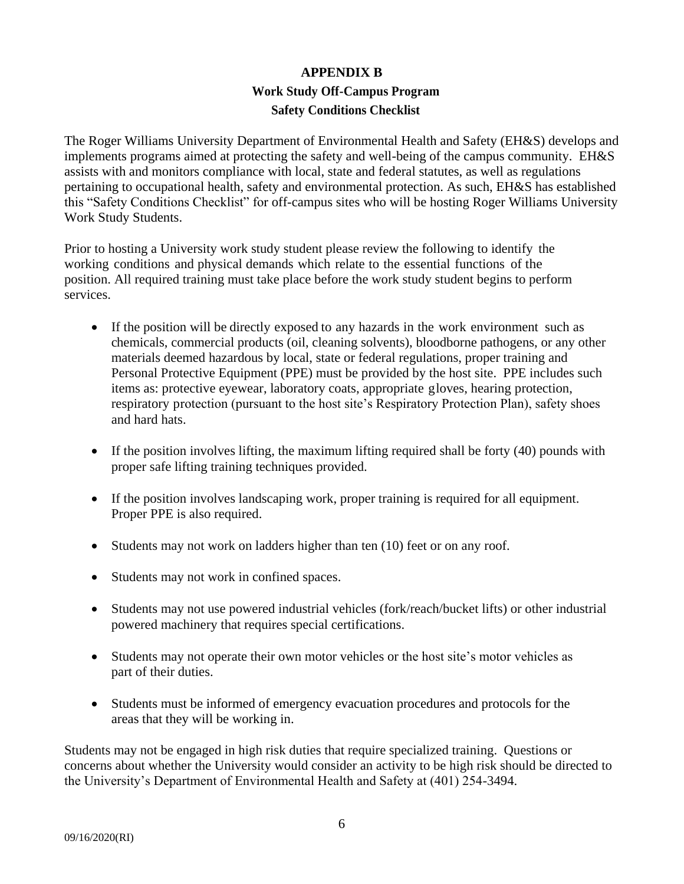# APPENDIX B

## Work Study Off-Campus Program

## Safety Conditions Checklist

The Roger Williams University Department of Environmental Health and Safety (EH&S) develops and implements programs aimed at protecting the safety and well-being of the campus community. EH&S assists with and monitors compliance with local, state and federal statutes, as well as regulations pertaining to occupational health, safety and environmental protection. As such, EH&S has established this "Safety Conditions Checklist" for off-campus sites who will be hosting Roger Williams University Work Study Students.

Prior to hosting a University work study student please review the following to identify the working conditions and physical demands which relate to the essential functions of the position. All required training must take place before the work study student begins to perform services.

- If the position will be directly exposed to any hazards in the work environment such as chemicals, commercial products (oil, cleaning solvents), bloodborne pathogens, or any other materials deemed hazardous by local, state or federal regulations, proper training and Personal Protective Equipment (PPE) must be provided by the host site. PPE includes such items as: protective eyewear, laboratory coats, appropriate gloves, hearing protection, respiratory protection (pursuant to the host site's Respiratory Protection Plan), safety shoes and hard hats.
- If the position involves lifting, the maximum lifting required shall be forty (40) pounds with proper safe lifting training techniques provided.
- If the position involves landscaping work, proper training is required for all equipment. Proper PPE is also required.
- Students may not work on ladders higher than ten (10) feet or on any roof.
- Students may not work in confined spaces.
- Students may not use powered industrial vehicles (fork/reach/bucket lifts) or other industrial powered machinery that requires special certifications.
- Students may not operate their own motor vehicles or the host site's motor vehicles as part of their duties.
- Students must be informed of emergency evacuation procedures and protocols for the areas that they will be working in.

Students may not be engaged in high risk duties that require specialized training. Questions or concerns about whether the University would consider an activity to be high risk should be directed to the University's Department of Environmental Health and Safety at (401) 254-3494.

09/16/2020(RI)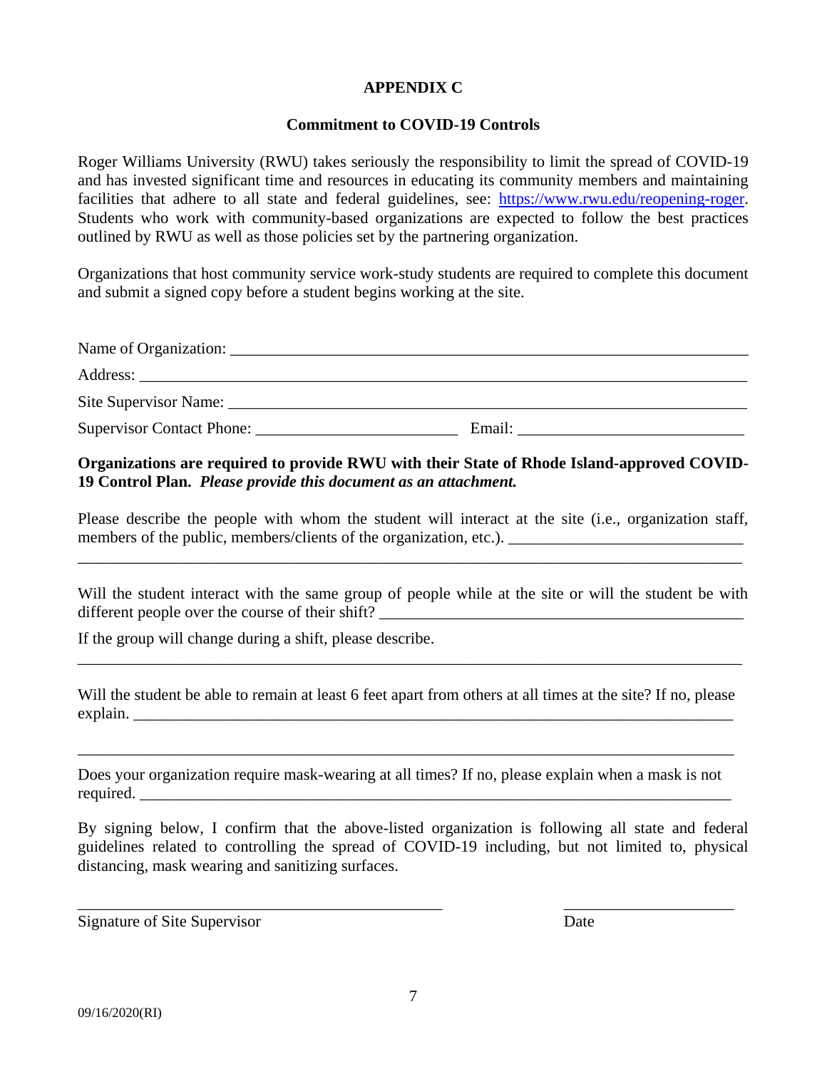# APPENDIX C

## Commitment to COVID-19 Controls

Roger Williams University (RWU) takes seriously the responsibility to limit the spread of COVID-19 and has invested significant time and resources in educating its community members and maintaining facilities that adhere to all state and federal guidelines, see: https://www.rwu.edu/reopening-roger. Students who work with community-based organizations are expected to follow the best practices outlined by RWU as well as those policies set by the partnering organization.

Organizations that host community service work-study students are required to complete this document and submit a signed copy before a student begins working at the site.

Name of Organization: ___________________________________________________________

Address: _________________________________________________________________________

Site Supervisor Name: ___________________________________________________________

Supervisor Contact Phone: _________________________ Email: ___________________________

**Organizations are required to provide RWU with their State of Rhode Island-approved COVID-19 Control Plan.** ***Please provide this document as an attachment.***

Please describe the people with whom the student will interact at the site (i.e., organization staff, members of the public, members/clients of the organization, etc.). ____________________________

_________________________________________________________________________________

Will the student interact with the same group of people while at the site or will the student be with different people over the course of their shift? ____________________________________________

If the group will change during a shift, please describe.

_________________________________________________________________________________

Will the student be able to remain at least 6 feet apart from others at all times at the site? If no, please explain. ________________________________________________________________________

_________________________________________________________________________________

Does your organization require mask-wearing at all times? If no, please explain when a mask is not required. _________________________________________________________________________

By signing below, I confirm that the above-listed organization is following all state and federal guidelines related to controlling the spread of COVID-19 including, but not limited to, physical distancing, mask wearing and sanitizing surfaces.

_______________________________________ _____________________

Signature of Site Supervisor Date

09/16/2020(RI)